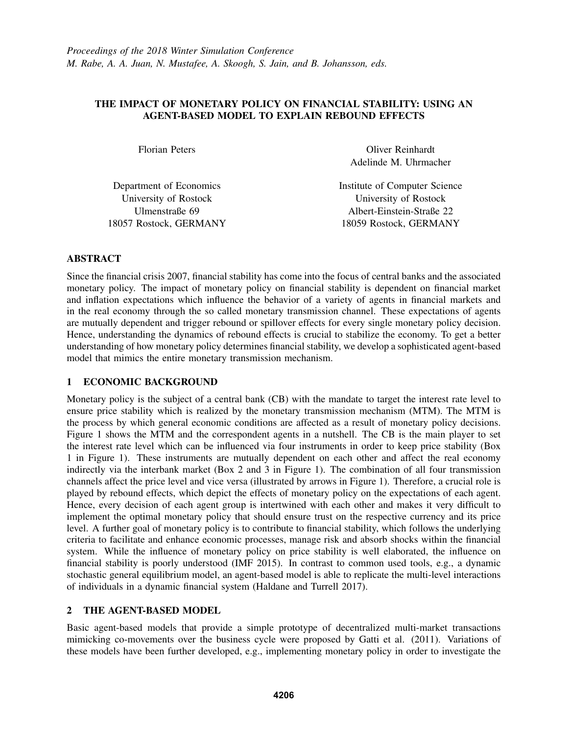*Proceedings of the 2018 Winter Simulation Conference*
*M. Rabe, A. A. Juan, N. Mustafee, A. Skoogh, S. Jain, and B. Johansson, eds.*

# THE IMPACT OF MONETARY POLICY ON FINANCIAL STABILITY: USING AN AGENT-BASED MODEL TO EXPLAIN REBOUND EFFECTS

Florian Peters

Department of Economics
University of Rostock
Ulmenstraße 69
18057 Rostock, GERMANY

Oliver Reinhardt
Adelinde M. Uhrmacher

Institute of Computer Science
University of Rostock
Albert-Einstein-Straße 22
18059 Rostock, GERMANY

## ABSTRACT

Since the financial crisis 2007, financial stability has come into the focus of central banks and the associated monetary policy. The impact of monetary policy on financial stability is dependent on financial market and inflation expectations which influence the behavior of a variety of agents in financial markets and in the real economy through the so called monetary transmission channel. These expectations of agents are mutually dependent and trigger rebound or spillover effects for every single monetary policy decision. Hence, understanding the dynamics of rebound effects is crucial to stabilize the economy. To get a better understanding of how monetary policy determines financial stability, we develop a sophisticated agent-based model that mimics the entire monetary transmission mechanism.

## 1 ECONOMIC BACKGROUND

Monetary policy is the subject of a central bank (CB) with the mandate to target the interest rate level to ensure price stability which is realized by the monetary transmission mechanism (MTM). The MTM is the process by which general economic conditions are affected as a result of monetary policy decisions. Figure 1 shows the MTM and the correspondent agents in a nutshell. The CB is the main player to set the interest rate level which can be influenced via four instruments in order to keep price stability (Box 1 in Figure 1). These instruments are mutually dependent on each other and affect the real economy indirectly via the interbank market (Box 2 and 3 in Figure 1). The combination of all four transmission channels affect the price level and vice versa (illustrated by arrows in Figure 1). Therefore, a crucial role is played by rebound effects, which depict the effects of monetary policy on the expectations of each agent. Hence, every decision of each agent group is intertwined with each other and makes it very difficult to implement the optimal monetary policy that should ensure trust on the respective currency and its price level. A further goal of monetary policy is to contribute to financial stability, which follows the underlying criteria to facilitate and enhance economic processes, manage risk and absorb shocks within the financial system. While the influence of monetary policy on price stability is well elaborated, the influence on financial stability is poorly understood (IMF 2015). In contrast to common used tools, e.g., a dynamic stochastic general equilibrium model, an agent-based model is able to replicate the multi-level interactions of individuals in a dynamic financial system (Haldane and Turrell 2017).

## 2 THE AGENT-BASED MODEL

Basic agent-based models that provide a simple prototype of decentralized multi-market transactions mimicking co-movements over the business cycle were proposed by Gatti et al. (2011). Variations of these models have been further developed, e.g., implementing monetary policy in order to investigate the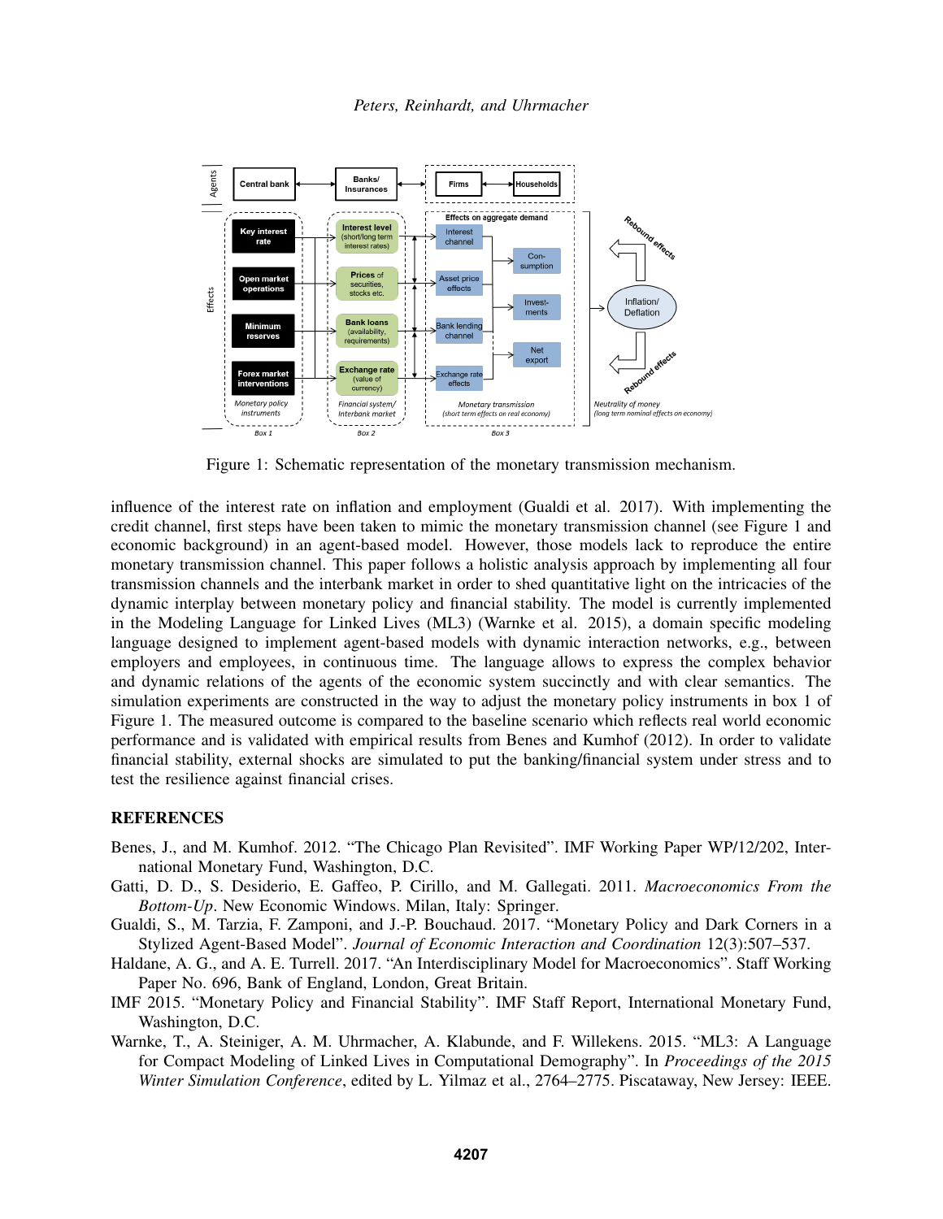Agents

Central bank

Banks/ Insurances

Firms

Households

Effects

Key interest rate

Open market operations

Minimum reserves

Forex market interventions

Monetary policy instruments

Box 1

Interest level (short/long term interest rates)

Prices of securities, stocks etc.

Bank loans (availability, requirements)

Exchange rate (value of currency)

Financial system/ Interbank market

Box 2

Effects on aggregate demand

Interest channel

Asset price effects

Bank lending channel

Exchange rate effects

Con- sumption

Invest- ments

Net export

Monetary transmission (short term effects on real economy)

Box 3

Rebound effects

Inflation/ Deflation

Rebound effects

Neutrality of money (long term nominal effects on economy)

Figure 1: Schematic representation of the monetary transmission mechanism.

influence of the interest rate on inflation and employment (Gualdi et al. 2017). With implementing the credit channel, first steps have been taken to mimic the monetary transmission channel (see Figure 1 and economic background) in an agent-based model. However, those models lack to reproduce the entire monetary transmission channel. This paper follows a holistic analysis approach by implementing all four transmission channels and the interbank market in order to shed quantitative light on the intricacies of the dynamic interplay between monetary policy and financial stability. The model is currently implemented in the Modeling Language for Linked Lives (ML3) (Warnke et al. 2015), a domain specific modeling language designed to implement agent-based models with dynamic interaction networks, e.g., between employers and employees, in continuous time. The language allows to express the complex behavior and dynamic relations of the agents of the economic system succinctly and with clear semantics. The simulation experiments are constructed in the way to adjust the monetary policy instruments in box 1 of Figure 1. The measured outcome is compared to the baseline scenario which reflects real world economic performance and is validated with empirical results from Benes and Kumhof (2012). In order to validate financial stability, external shocks are simulated to put the banking/financial system under stress and to test the resilience against financial crises.

## REFERENCES

Benes, J., and M. Kumhof. 2012. "The Chicago Plan Revisited". IMF Working Paper WP/12/202, International Monetary Fund, Washington, D.C.

Gatti, D. D., S. Desiderio, E. Gaffeo, P. Cirillo, and M. Gallegati. 2011. *Macroeconomics From the Bottom-Up*. New Economic Windows. Milan, Italy: Springer.

Gualdi, S., M. Tarzia, F. Zamponi, and J.-P. Bouchaud. 2017. "Monetary Policy and Dark Corners in a Stylized Agent-Based Model". *Journal of Economic Interaction and Coordination* 12(3):507–537.

Haldane, A. G., and A. E. Turrell. 2017. "An Interdisciplinary Model for Macroeconomics". Staff Working Paper No. 696, Bank of England, London, Great Britain.

IMF 2015. "Monetary Policy and Financial Stability". IMF Staff Report, International Monetary Fund, Washington, D.C.

Warnke, T., A. Steiniger, A. M. Uhrmacher, A. Klabunde, and F. Willekens. 2015. "ML3: A Language for Compact Modeling of Linked Lives in Computational Demography". In *Proceedings of the 2015 Winter Simulation Conference*, edited by L. Yilmaz et al., 2764–2775. Piscataway, New Jersey: IEEE.